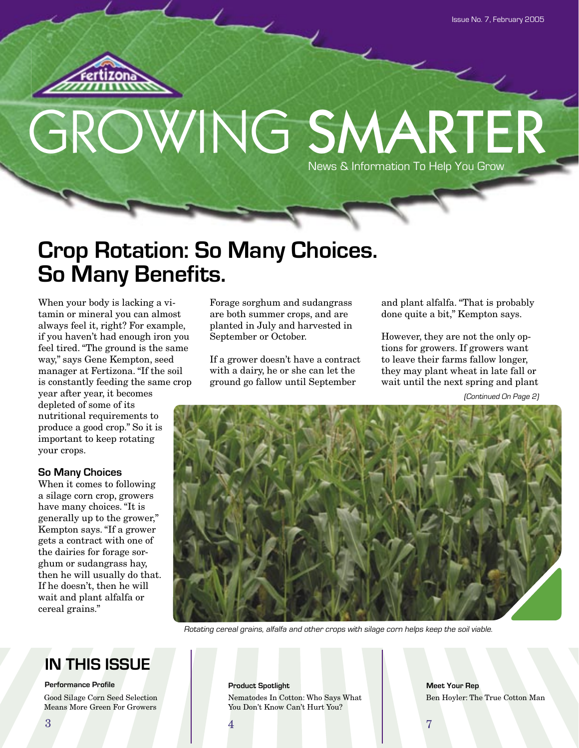Issue No. 7, February 2005

Fertizona

# GROWING SMARTER

News & Information To Help You Grow

## Crop Rotation: So Many Choices. So Many Benefits.

When your body is lacking a vitamin or mineral you can almost always feel it, right? For example, if you haven't had enough iron you feel tired. "The ground is the same way," says Gene Kempton, seed manager at Fertizona. "If the soil is constantly feeding the same crop year after year, it becomes depleted of some of its nutritional requirements to produce a good crop." So it is important to keep rotating your crops.

### So Many Choices

When it comes to following a silage corn crop, growers have many choices. "It is generally up to the grower," Kempton says. "If a grower gets a contract with one of the dairies for forage sorghum or sudangrass hay, then he will usually do that. If he doesn't, then he will wait and plant alfalfa or cereal grains."

Forage sorghum and sudangrass are both summer crops, and are planted in July and harvested in September or October.

If a grower doesn't have a contract with a dairy, he or she can let the ground go fallow until September and plant alfalfa. "That is probably done quite a bit," Kempton says.

However, they are not the only options for growers. If growers want to leave their farms fallow longer, they may plant wheat in late fall or wait until the next spring and plant

*(Continued On Page 2)*

*Rotating cereal grains, alfalfa and other crops with silage corn helps keep the soil viable.*

## IN THIS ISSUE

**Performance Profile**
Good Silage Corn Seed Selection Means More Green For Growers — 3

**Product Spotlight**
Nematodes In Cotton: Who Says What You Don't Know Can't Hurt You? — 4

**Meet Your Rep**
Ben Hoyler: The True Cotton Man — 7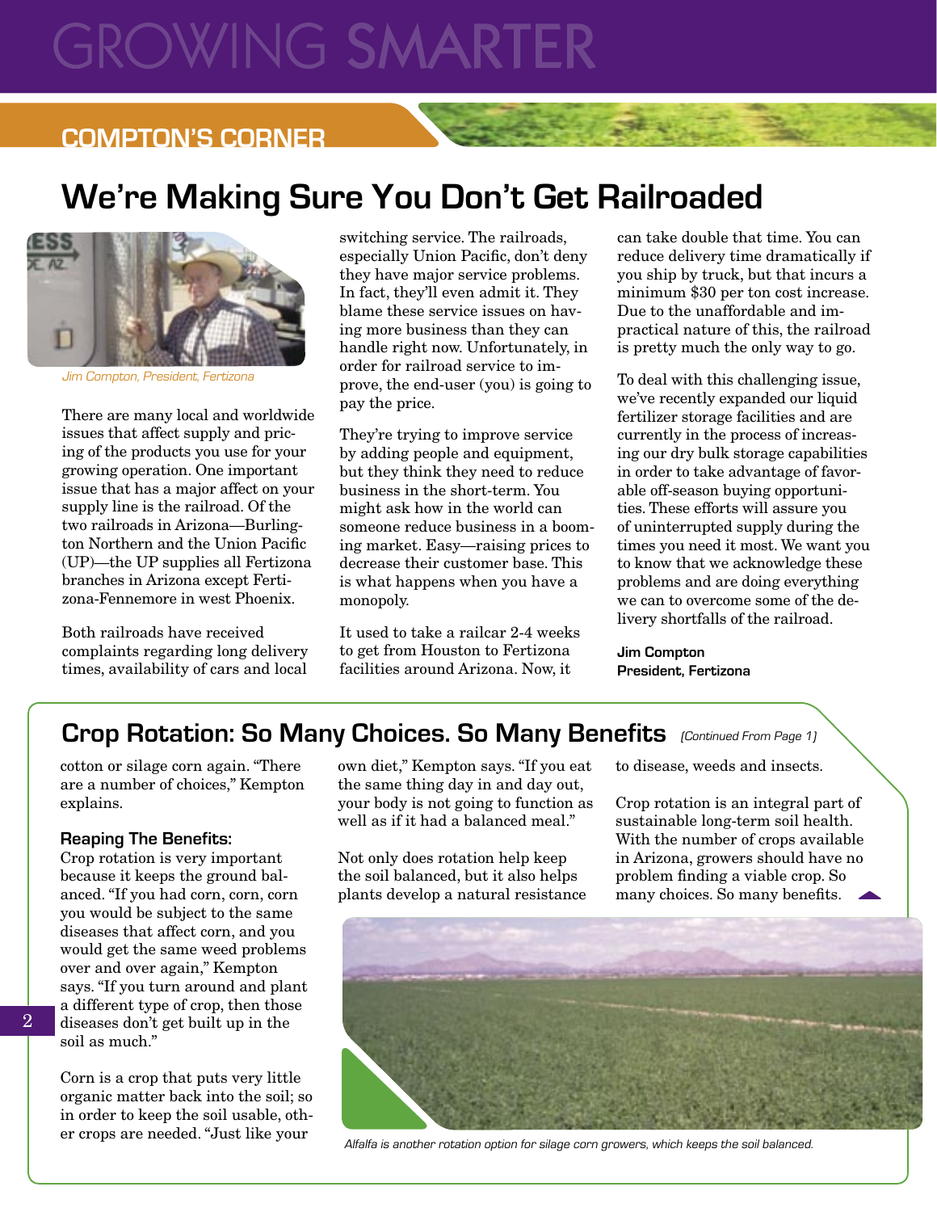# GROWING SMARTER

## COMPTON'S CORNER

## We're Making Sure You Don't Get Railroaded

*Jim Compton, President, Fertizona*

There are many local and worldwide issues that affect supply and pricing of the products you use for your growing operation. One important issue that has a major affect on your supply line is the railroad. Of the two railroads in Arizona—Burlington Northern and the Union Pacific (UP)—the UP supplies all Fertizona branches in Arizona except Fertizona-Fennemore in west Phoenix.

Both railroads have received complaints regarding long delivery times, availability of cars and local switching service. The railroads, especially Union Pacific, don't deny they have major service problems. In fact, they'll even admit it. They blame these service issues on having more business than they can handle right now. Unfortunately, in order for railroad service to improve, the end-user (you) is going to pay the price.

They're trying to improve service by adding people and equipment, but they think they need to reduce business in the short-term. You might ask how in the world can someone reduce business in a booming market. Easy—raising prices to decrease their customer base. This is what happens when you have a monopoly.

It used to take a railcar 2-4 weeks to get from Houston to Fertizona facilities around Arizona. Now, it can take double that time. You can reduce delivery time dramatically if you ship by truck, but that incurs a minimum $30 per ton cost increase. Due to the unaffordable and impractical nature of this, the railroad is pretty much the only way to go.

To deal with this challenging issue, we've recently expanded our liquid fertilizer storage facilities and are currently in the process of increasing our dry bulk storage capabilities in order to take advantage of favorable off-season buying opportunities. These efforts will assure you of uninterrupted supply during the times you need it most. We want you to know that we acknowledge these problems and are doing everything we can to overcome some of the delivery shortfalls of the railroad.

**Jim Compton**
**President, Fertizona**

## Crop Rotation: So Many Choices. So Many Benefits *(Continued From Page 1)*

cotton or silage corn again. "There are a number of choices," Kempton explains.

### Reaping The Benefits:

Crop rotation is very important because it keeps the ground balanced. "If you had corn, corn, corn you would be subject to the same diseases that affect corn, and you would get the same weed problems over and over again," Kempton says. "If you turn around and plant a different type of crop, then those diseases don't get built up in the soil as much."

Corn is a crop that puts very little organic matter back into the soil; so in order to keep the soil usable, other crops are needed. "Just like your own diet," Kempton says. "If you eat the same thing day in and day out, your body is not going to function as well as if it had a balanced meal."

Not only does rotation help keep the soil balanced, but it also helps plants develop a natural resistance to disease, weeds and insects.

Crop rotation is an integral part of sustainable long-term soil health. With the number of crops available in Arizona, growers should have no problem finding a viable crop. So many choices. So many benefits.

*Alfalfa is another rotation option for silage corn growers, which keeps the soil balanced.*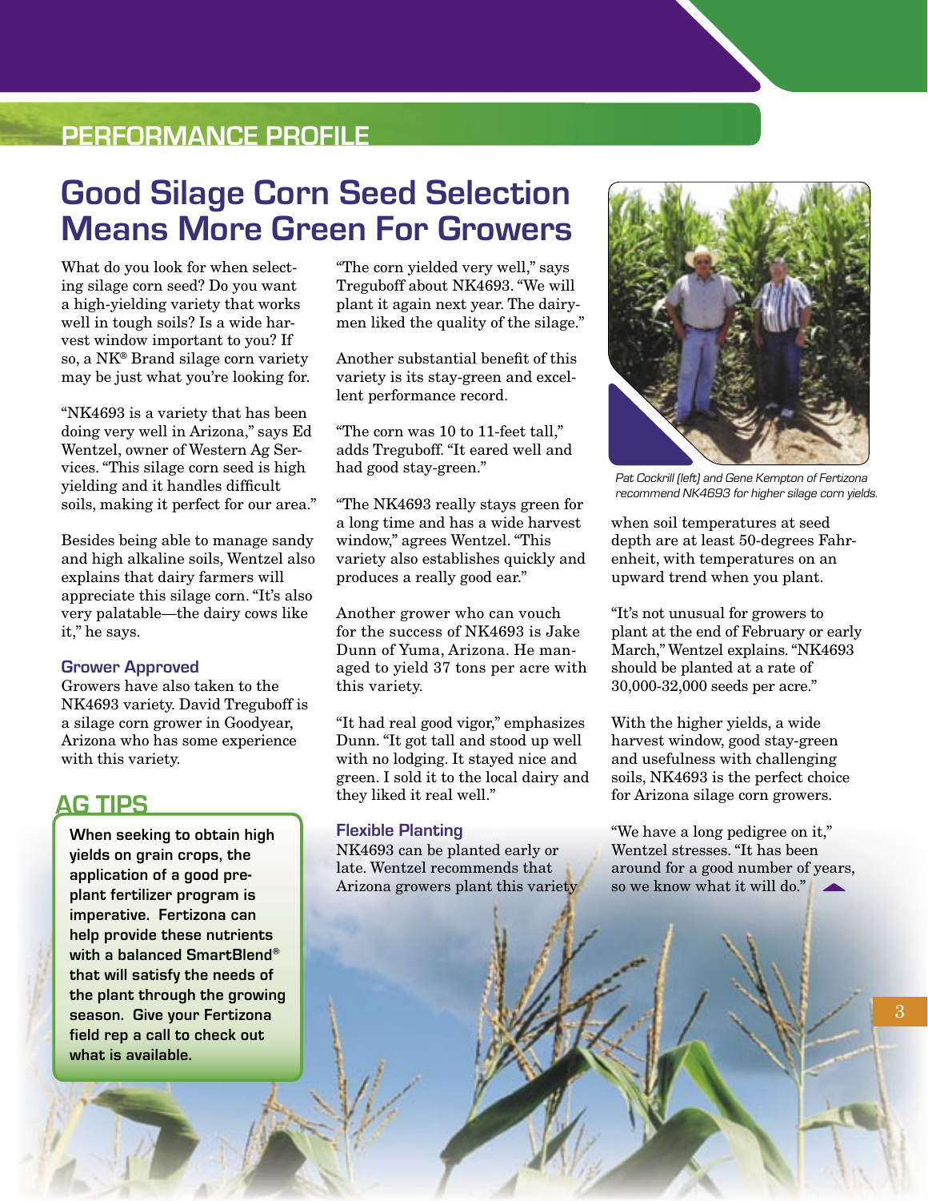PERFORMANCE PROFILE

# Good Silage Corn Seed Selection Means More Green For Growers

What do you look for when selecting silage corn seed? Do you want a high-yielding variety that works well in tough soils? Is a wide harvest window important to you? If so, a NK® Brand silage corn variety may be just what you're looking for.

"NK4693 is a variety that has been doing very well in Arizona," says Ed Wentzel, owner of Western Ag Services. "This silage corn seed is high yielding and it handles difficult soils, making it perfect for our area."

Besides being able to manage sandy and high alkaline soils, Wentzel also explains that dairy farmers will appreciate this silage corn. "It's also very palatable—the dairy cows like it," he says.

### Grower Approved

Growers have also taken to the NK4693 variety. David Treguboff is a silage corn grower in Goodyear, Arizona who has some experience with this variety.

"The corn yielded very well," says Treguboff about NK4693. "We will plant it again next year. The dairymen liked the quality of the silage."

Another substantial benefit of this variety is its stay-green and excellent performance record.

"The corn was 10 to 11-feet tall," adds Treguboff. "It eared well and had good stay-green."

"The NK4693 really stays green for a long time and has a wide harvest window," agrees Wentzel. "This variety also establishes quickly and produces a really good ear."

Another grower who can vouch for the success of NK4693 is Jake Dunn of Yuma, Arizona. He managed to yield 37 tons per acre with this variety.

"It had real good vigor," emphasizes Dunn. "It got tall and stood up well with no lodging. It stayed nice and green. I sold it to the local dairy and they liked it real well."

### Flexible Planting

NK4693 can be planted early or late. Wentzel recommends that Arizona growers plant this variety when soil temperatures at seed depth are at least 50-degrees Fahrenheit, with temperatures on an upward trend when you plant.

"It's not unusual for growers to plant at the end of February or early March," Wentzel explains. "NK4693 should be planted at a rate of 30,000-32,000 seeds per acre."

With the higher yields, a wide harvest window, good stay-green and usefulness with challenging soils, NK4693 is the perfect choice for Arizona silage corn growers.

"We have a long pedigree on it," Wentzel stresses. "It has been around for a good number of years, so we know what it will do."

*Pat Cockrill (left) and Gene Kempton of Fertizona recommend NK4693 for higher silage corn yields.*

## AG TIPS

**When seeking to obtain high yields on grain crops, the application of a good pre-plant fertilizer program is imperative. Fertizona can help provide these nutrients with a balanced SmartBlend® that will satisfy the needs of the plant through the growing season. Give your Fertizona field rep a call to check out what is available.**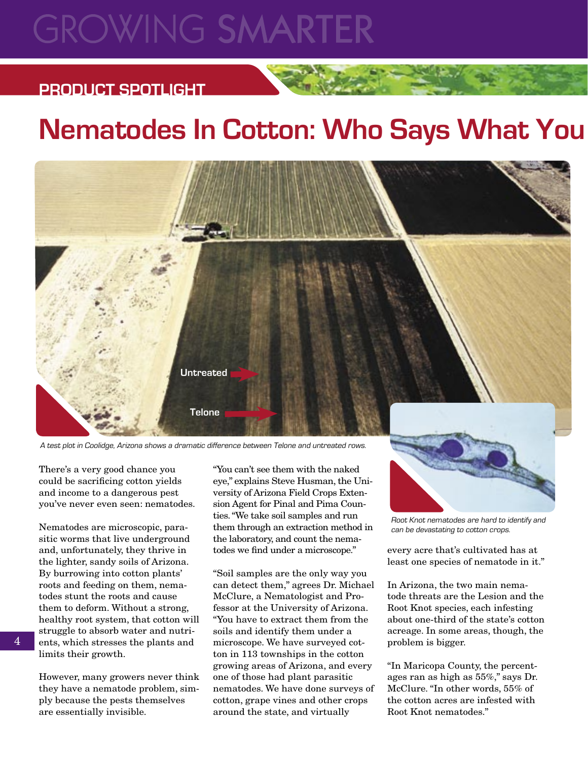# GROWING SMARTER

## PRODUCT SPOTLIGHT

# Nematodes In Cotton: Who Says What You

Untreated

Telone

*A test plot in Coolidge, Arizona shows a dramatic difference between Telone and untreated rows.*

There's a very good chance you could be sacrificing cotton yields and income to a dangerous pest you've never even seen: nematodes.

Nematodes are microscopic, parasitic worms that live underground and, unfortunately, they thrive in the lighter, sandy soils of Arizona. By burrowing into cotton plants' roots and feeding on them, nematodes stunt the roots and cause them to deform. Without a strong, healthy root system, that cotton will struggle to absorb water and nutrients, which stresses the plants and limits their growth.

However, many growers never think they have a nematode problem, simply because the pests themselves are essentially invisible.

"You can't see them with the naked eye," explains Steve Husman, the University of Arizona Field Crops Extension Agent for Pinal and Pima Counties. "We take soil samples and run them through an extraction method in the laboratory, and count the nematodes we find under a microscope."

"Soil samples are the only way you can detect them," agrees Dr. Michael McClure, a Nematologist and Professor at the University of Arizona. "You have to extract them from the soils and identify them under a microscope. We have surveyed cotton in 113 townships in the cotton growing areas of Arizona, and every one of those had plant parasitic nematodes. We have done surveys of cotton, grape vines and other crops around the state, and virtually every acre that's cultivated has at least one species of nematode in it."

*Root Knot nematodes are hard to identify and can be devastating to cotton crops.*

In Arizona, the two main nematode threats are the Lesion and the Root Knot species, each infesting about one-third of the state's cotton acreage. In some areas, though, the problem is bigger.

"In Maricopa County, the percentages ran as high as 55%," says Dr. McClure. "In other words, 55% of the cotton acres are infested with Root Knot nematodes."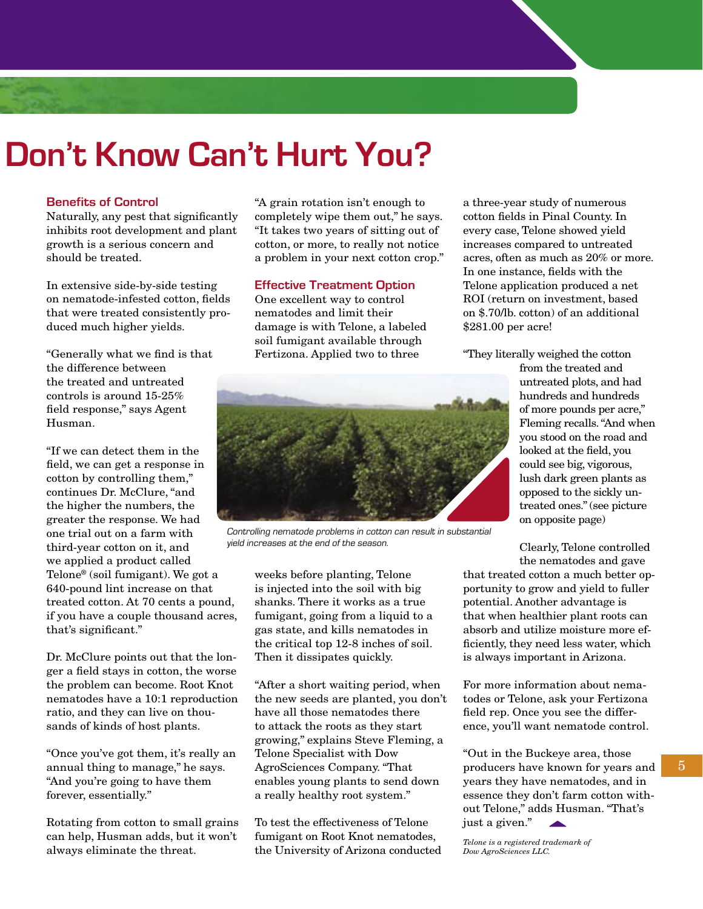# Don't Know Can't Hurt You?

### Benefits of Control

Naturally, any pest that significantly inhibits root development and plant growth is a serious concern and should be treated.

In extensive side-by-side testing on nematode-infested cotton, fields that were treated consistently produced much higher yields.

"Generally what we find is that the difference between the treated and untreated controls is around 15-25% field response," says Agent Husman.

"If we can detect them in the field, we can get a response in cotton by controlling them," continues Dr. McClure, "and the higher the numbers, the greater the response. We had one trial out on a farm with third-year cotton on it, and we applied a product called Telone® (soil fumigant). We got a 640-pound lint increase on that treated cotton. At 70 cents a pound, if you have a couple thousand acres, that's significant."

Dr. McClure points out that the longer a field stays in cotton, the worse the problem can become. Root Knot nematodes have a 10:1 reproduction ratio, and they can live on thousands of kinds of host plants.

"Once you've got them, it's really an annual thing to manage," he says. "And you're going to have them forever, essentially."

Rotating from cotton to small grains can help, Husman adds, but it won't always eliminate the threat.

"A grain rotation isn't enough to completely wipe them out," he says. "It takes two years of sitting out of cotton, or more, to really not notice a problem in your next cotton crop."

### Effective Treatment Option

One excellent way to control nematodes and limit their damage is with Telone, a labeled soil fumigant available through Fertizona. Applied two to three weeks before planting, Telone is injected into the soil with big shanks. There it works as a true fumigant, going from a liquid to a gas state, and kills nematodes in the critical top 12-8 inches of soil. Then it dissipates quickly.

"After a short waiting period, when the new seeds are planted, you don't have all those nematodes there to attack the roots as they start growing," explains Steve Fleming, a Telone Specialist with Dow AgroSciences Company. "That enables young plants to send down a really healthy root system."

To test the effectiveness of Telone fumigant on Root Knot nematodes, the University of Arizona conducted a three-year study of numerous cotton fields in Pinal County. In every case, Telone showed yield increases compared to untreated acres, often as much as 20% or more. In one instance, fields with the Telone application produced a net ROI (return on investment, based on $.70/lb. cotton) of an additional $281.00 per acre!

"They literally weighed the cotton from the treated and untreated plots, and had hundreds and hundreds of more pounds per acre," Fleming recalls. "And when you stood on the road and looked at the field, you could see big, vigorous, lush dark green plants as opposed to the sickly untreated ones." (see picture on opposite page)

*Controlling nematode problems in cotton can result in substantial yield increases at the end of the season.*

Clearly, Telone controlled the nematodes and gave that treated cotton a much better opportunity to grow and yield to fuller potential. Another advantage is that when healthier plant roots can absorb and utilize moisture more efficiently, they need less water, which is always important in Arizona.

For more information about nematodes or Telone, ask your Fertizona field rep. Once you see the difference, you'll want nematode control.

"Out in the Buckeye area, those producers have known for years and years they have nematodes, and in essence they don't farm cotton without Telone," adds Husman. "That's just a given."

*Telone is a registered trademark of Dow AgroSciences LLC.*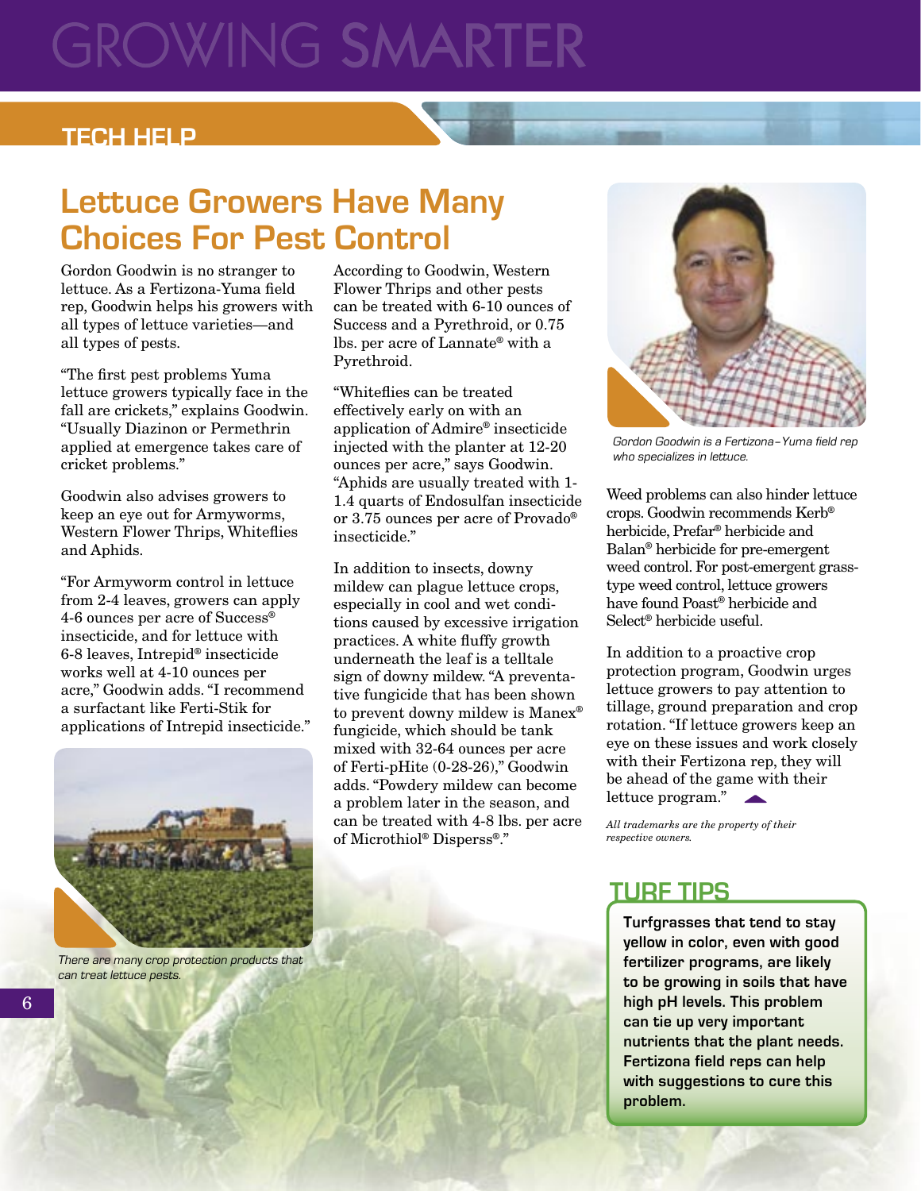# GROWING SMARTER

## TECH HELP

## Lettuce Growers Have Many Choices For Pest Control

Gordon Goodwin is no stranger to lettuce. As a Fertizona-Yuma field rep, Goodwin helps his growers with all types of lettuce varieties—and all types of pests.

"The first pest problems Yuma lettuce growers typically face in the fall are crickets," explains Goodwin. "Usually Diazinon or Permethrin applied at emergence takes care of cricket problems."

Goodwin also advises growers to keep an eye out for Armyworms, Western Flower Thrips, Whiteflies and Aphids.

"For Armyworm control in lettuce from 2-4 leaves, growers can apply 4-6 ounces per acre of Success® insecticide, and for lettuce with 6-8 leaves, Intrepid® insecticide works well at 4-10 ounces per acre," Goodwin adds. "I recommend a surfactant like Ferti-Stik for applications of Intrepid insecticide."

There are many crop protection products that can treat lettuce pests.

According to Goodwin, Western Flower Thrips and other pests can be treated with 6-10 ounces of Success and a Pyrethroid, or 0.75 lbs. per acre of Lannate® with a Pyrethroid.

"Whiteflies can be treated effectively early on with an application of Admire® insecticide injected with the planter at 12-20 ounces per acre," says Goodwin. "Aphids are usually treated with 1-1.4 quarts of Endosulfan insecticide or 3.75 ounces per acre of Provado® insecticide."

In addition to insects, downy mildew can plague lettuce crops, especially in cool and wet conditions caused by excessive irrigation practices. A white fluffy growth underneath the leaf is a telltale sign of downy mildew. "A preventative fungicide that has been shown to prevent downy mildew is Manex® fungicide, which should be tank mixed with 32-64 ounces per acre of Ferti-pHite (0-28-26)," Goodwin adds. "Powdery mildew can become a problem later in the season, and can be treated with 4-8 lbs. per acre of Microthiol® Disperss®."

*Gordon Goodwin is a Fertizona–Yuma field rep who specializes in lettuce.*

Weed problems can also hinder lettuce crops. Goodwin recommends Kerb® herbicide, Prefar® herbicide and Balan® herbicide for pre-emergent weed control. For post-emergent grass-type weed control, lettuce growers have found Poast® herbicide and Select® herbicide useful.

In addition to a proactive crop protection program, Goodwin urges lettuce growers to pay attention to tillage, ground preparation and crop rotation. "If lettuce growers keep an eye on these issues and work closely with their Fertizona rep, they will be ahead of the game with their lettuce program."

*All trademarks are the property of their respective owners.*

## TURF TIPS

**Turfgrasses that tend to stay yellow in color, even with good fertilizer programs, are likely to be growing in soils that have high pH levels. This problem can tie up very important nutrients that the plant needs. Fertizona field reps can help with suggestions to cure this problem.**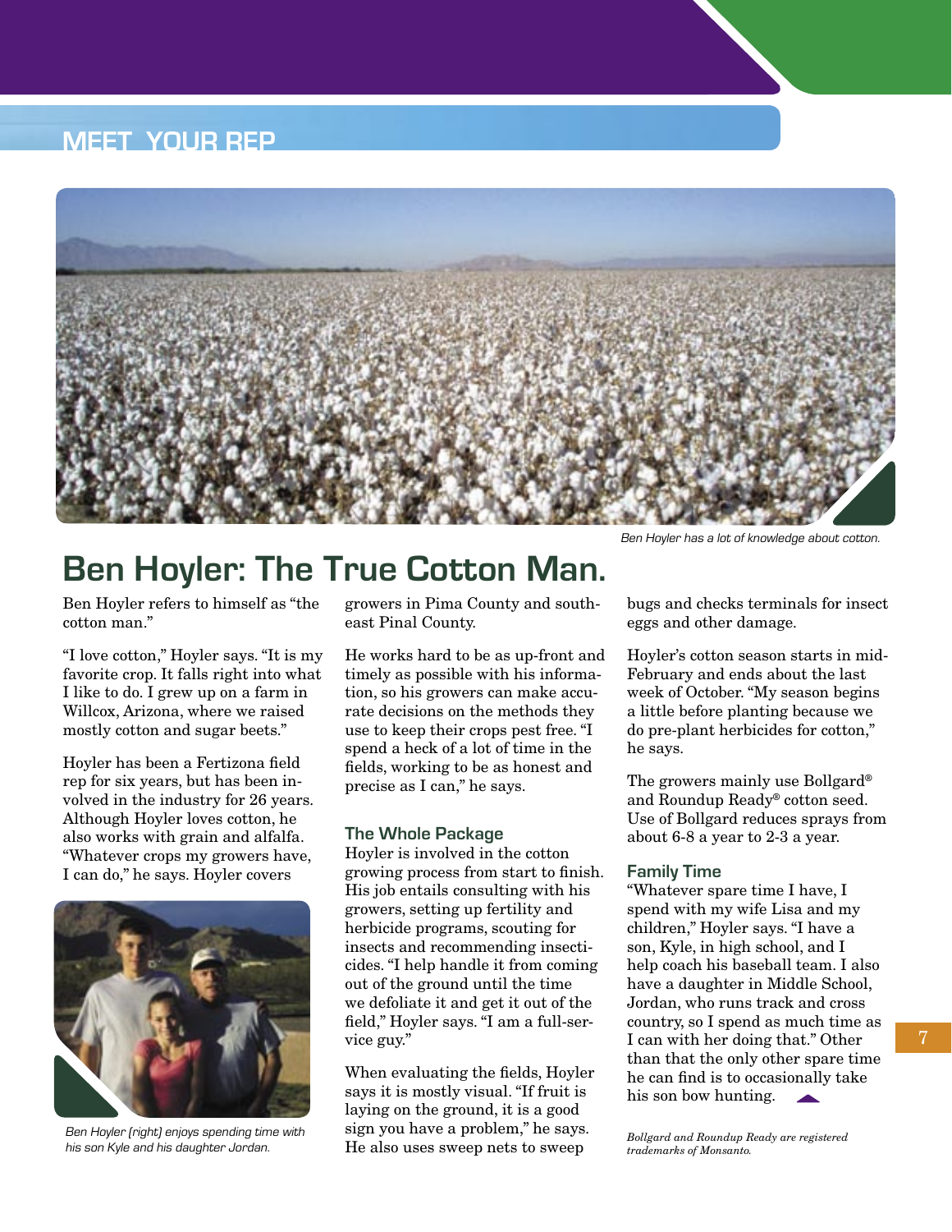## MEET YOUR REP

Ben Hoyler has a lot of knowledge about cotton.

# Ben Hoyler: The True Cotton Man.

Ben Hoyler refers to himself as "the cotton man."

"I love cotton," Hoyler says. "It is my favorite crop. It falls right into what I like to do. I grew up on a farm in Willcox, Arizona, where we raised mostly cotton and sugar beets."

Hoyler has been a Fertizona field rep for six years, but has been involved in the industry for 26 years. Although Hoyler loves cotton, he also works with grain and alfalfa. "Whatever crops my growers have, I can do," he says. Hoyler covers growers in Pima County and southeast Pinal County.

Ben Hoyler (right) enjoys spending time with his son Kyle and his daughter Jordan.

He works hard to be as up-front and timely as possible with his information, so his growers can make accurate decisions on the methods they use to keep their crops pest free. "I spend a heck of a lot of time in the fields, working to be as honest and precise as I can," he says.

### The Whole Package

Hoyler is involved in the cotton growing process from start to finish. His job entails consulting with his growers, setting up fertility and herbicide programs, scouting for insects and recommending insecticides. "I help handle it from coming out of the ground until the time we defoliate it and get it out of the field," Hoyler says. "I am a full-service guy."

When evaluating the fields, Hoyler says it is mostly visual. "If fruit is laying on the ground, it is a good sign you have a problem," he says. He also uses sweep nets to sweep bugs and checks terminals for insect eggs and other damage.

Hoyler's cotton season starts in mid-February and ends about the last week of October. "My season begins a little before planting because we do pre-plant herbicides for cotton," he says.

The growers mainly use Bollgard® and Roundup Ready® cotton seed. Use of Bollgard reduces sprays from about 6-8 a year to 2-3 a year.

### Family Time

"Whatever spare time I have, I spend with my wife Lisa and my children," Hoyler says. "I have a son, Kyle, in high school, and I help coach his baseball team. I also have a daughter in Middle School, Jordan, who runs track and cross country, so I spend as much time as I can with her doing that." Other than that the only other spare time he can find is to occasionally take his son bow hunting.

*Bollgard and Roundup Ready are registered trademarks of Monsanto.*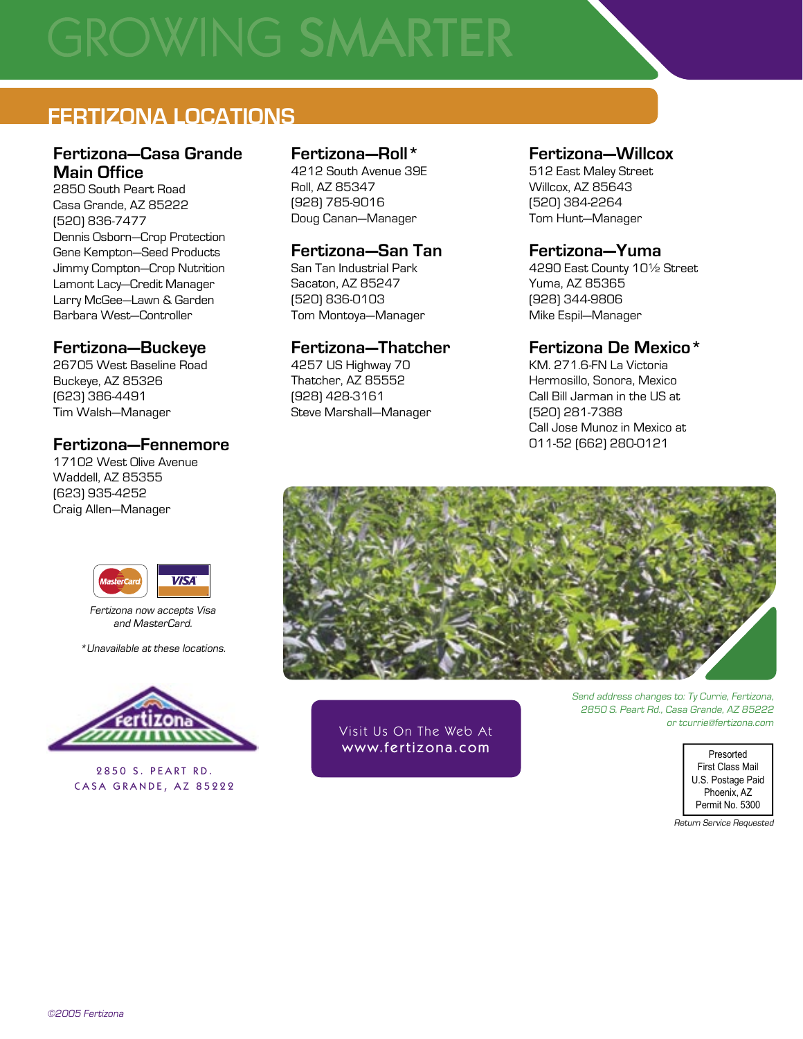# GROWING SMARTER

## FERTIZONA LOCATIONS

### Fertizona—Casa Grande Main Office

2850 South Peart Road
Casa Grande, AZ 85222
(520) 836-7477
Dennis Osborn—Crop Protection
Gene Kempton—Seed Products
Jimmy Compton—Crop Nutrition
Lamont Lacy—Credit Manager
Larry McGee—Lawn & Garden
Barbara West—Controller

### Fertizona—Buckeye

26705 West Baseline Road
Buckeye, AZ 85326
(623) 386-4491
Tim Walsh—Manager

### Fertizona—Fennemore

17102 West Olive Avenue
Waddell, AZ 85355
(623) 935-4252
Craig Allen—Manager

### Fertizona—Roll*

4212 South Avenue 39E
Roll, AZ 85347
(928) 785-9016
Doug Canan—Manager

### Fertizona—San Tan

San Tan Industrial Park
Sacaton, AZ 85247
(520) 836-0103
Tom Montoya—Manager

### Fertizona—Thatcher

4257 US Highway 70
Thatcher, AZ 85552
(928) 428-3161
Steve Marshall—Manager

### Fertizona—Willcox

512 East Maley Street
Willcox, AZ 85643
(520) 384-2264
Tom Hunt—Manager

### Fertizona—Yuma

4290 East County 10½ Street
Yuma, AZ 85365
(928) 344-9806
Mike Espil—Manager

### Fertizona De Mexico*

KM. 271.6-FN La Victoria
Hermosillo, Sonora, Mexico
Call Bill Jarman in the US at
(520) 281-7388
Call Jose Munoz in Mexico at
011-52 (662) 280-0121

*Fertizona now accepts Visa and MasterCard.*

*\*Unavailable at these locations.*

2850 S. PEART RD.
CASA GRANDE, AZ 85222

Visit Us On The Web At
www.fertizona.com

*Send address changes to: Ty Currie, Fertizona, 2850 S. Peart Rd., Casa Grande, AZ 85222 or tcurrie@fertizona.com*

Presorted
First Class Mail
U.S. Postage Paid
Phoenix, AZ
Permit No. 5300

*Return Service Requested*

*©2005 Fertizona*